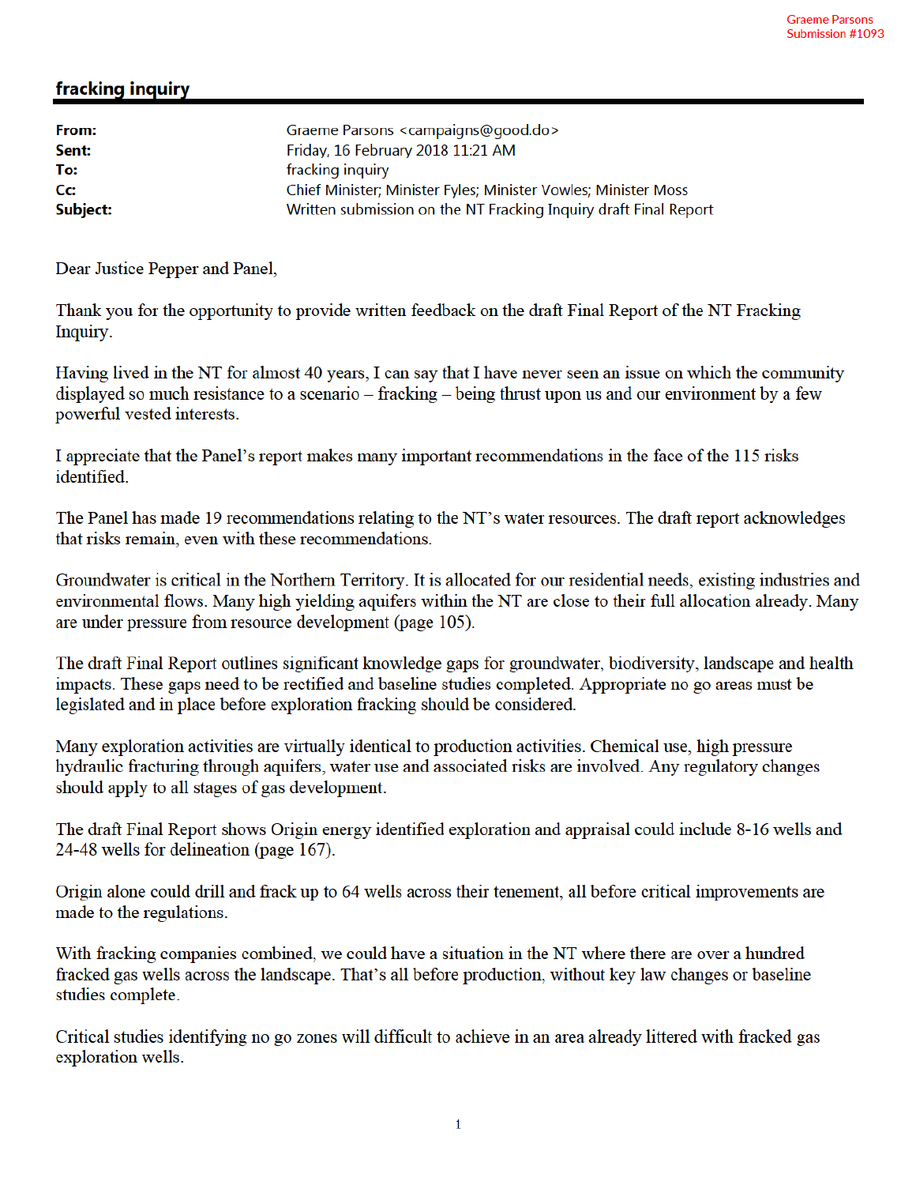Graeme Parsons
Submission #1093

## fracking inquiry

| | |
|---|---|
| **From:** | Graeme Parsons <campaigns@good.do> |
| **Sent:** | Friday, 16 February 2018 11:21 AM |
| **To:** | fracking inquiry |
| **Cc:** | Chief Minister; Minister Fyles; Minister Vowles; Minister Moss |
| **Subject:** | Written submission on the NT Fracking Inquiry draft Final Report |

Dear Justice Pepper and Panel,

Thank you for the opportunity to provide written feedback on the draft Final Report of the NT Fracking Inquiry.

Having lived in the NT for almost 40 years, I can say that I have never seen an issue on which the community displayed so much resistance to a scenario – fracking – being thrust upon us and our environment by a few powerful vested interests.

I appreciate that the Panel's report makes many important recommendations in the face of the 115 risks identified.

The Panel has made 19 recommendations relating to the NT's water resources. The draft report acknowledges that risks remain, even with these recommendations.

Groundwater is critical in the Northern Territory. It is allocated for our residential needs, existing industries and environmental flows. Many high yielding aquifers within the NT are close to their full allocation already. Many are under pressure from resource development (page 105).

The draft Final Report outlines significant knowledge gaps for groundwater, biodiversity, landscape and health impacts. These gaps need to be rectified and baseline studies completed. Appropriate no go areas must be legislated and in place before exploration fracking should be considered.

Many exploration activities are virtually identical to production activities. Chemical use, high pressure hydraulic fracturing through aquifers, water use and associated risks are involved. Any regulatory changes should apply to all stages of gas development.

The draft Final Report shows Origin energy identified exploration and appraisal could include 8-16 wells and 24-48 wells for delineation (page 167).

Origin alone could drill and frack up to 64 wells across their tenement, all before critical improvements are made to the regulations.

With fracking companies combined, we could have a situation in the NT where there are over a hundred fracked gas wells across the landscape. That's all before production, without key law changes or baseline studies complete.

Critical studies identifying no go zones will difficult to achieve in an area already littered with fracked gas exploration wells.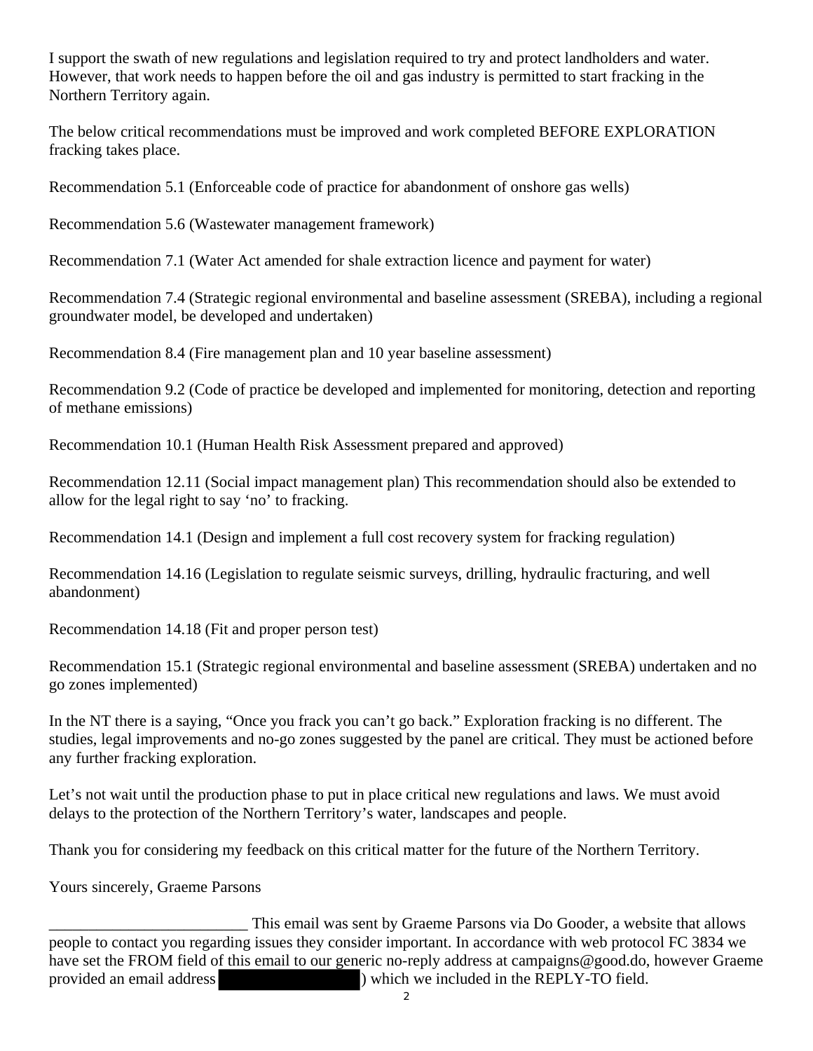I support the swath of new regulations and legislation required to try and protect landholders and water. However, that work needs to happen before the oil and gas industry is permitted to start fracking in the Northern Territory again.

The below critical recommendations must be improved and work completed BEFORE EXPLORATION fracking takes place.

Recommendation 5.1 (Enforceable code of practice for abandonment of onshore gas wells)

Recommendation 5.6 (Wastewater management framework)

Recommendation 7.1 (Water Act amended for shale extraction licence and payment for water)

Recommendation 7.4 (Strategic regional environmental and baseline assessment (SREBA), including a regional groundwater model, be developed and undertaken)

Recommendation 8.4 (Fire management plan and 10 year baseline assessment)

Recommendation 9.2 (Code of practice be developed and implemented for monitoring, detection and reporting of methane emissions)

Recommendation 10.1 (Human Health Risk Assessment prepared and approved)

Recommendation 12.11 (Social impact management plan) This recommendation should also be extended to allow for the legal right to say 'no' to fracking.

Recommendation 14.1 (Design and implement a full cost recovery system for fracking regulation)

Recommendation 14.16 (Legislation to regulate seismic surveys, drilling, hydraulic fracturing, and well abandonment)

Recommendation 14.18 (Fit and proper person test)

Recommendation 15.1 (Strategic regional environmental and baseline assessment (SREBA) undertaken and no go zones implemented)

In the NT there is a saying, "Once you frack you can't go back." Exploration fracking is no different. The studies, legal improvements and no-go zones suggested by the panel are critical. They must be actioned before any further fracking exploration.

Let's not wait until the production phase to put in place critical new regulations and laws. We must avoid delays to the protection of the Northern Territory's water, landscapes and people.

Thank you for considering my feedback on this critical matter for the future of the Northern Territory.

Yours sincerely, Graeme Parsons

_________________________ This email was sent by Graeme Parsons via Do Gooder, a website that allows people to contact you regarding issues they consider important. In accordance with web protocol FC 3834 we have set the FROM field of this email to our generic no-reply address at campaigns@good.do, however Graeme provided an email address ) which we included in the REPLY-TO field.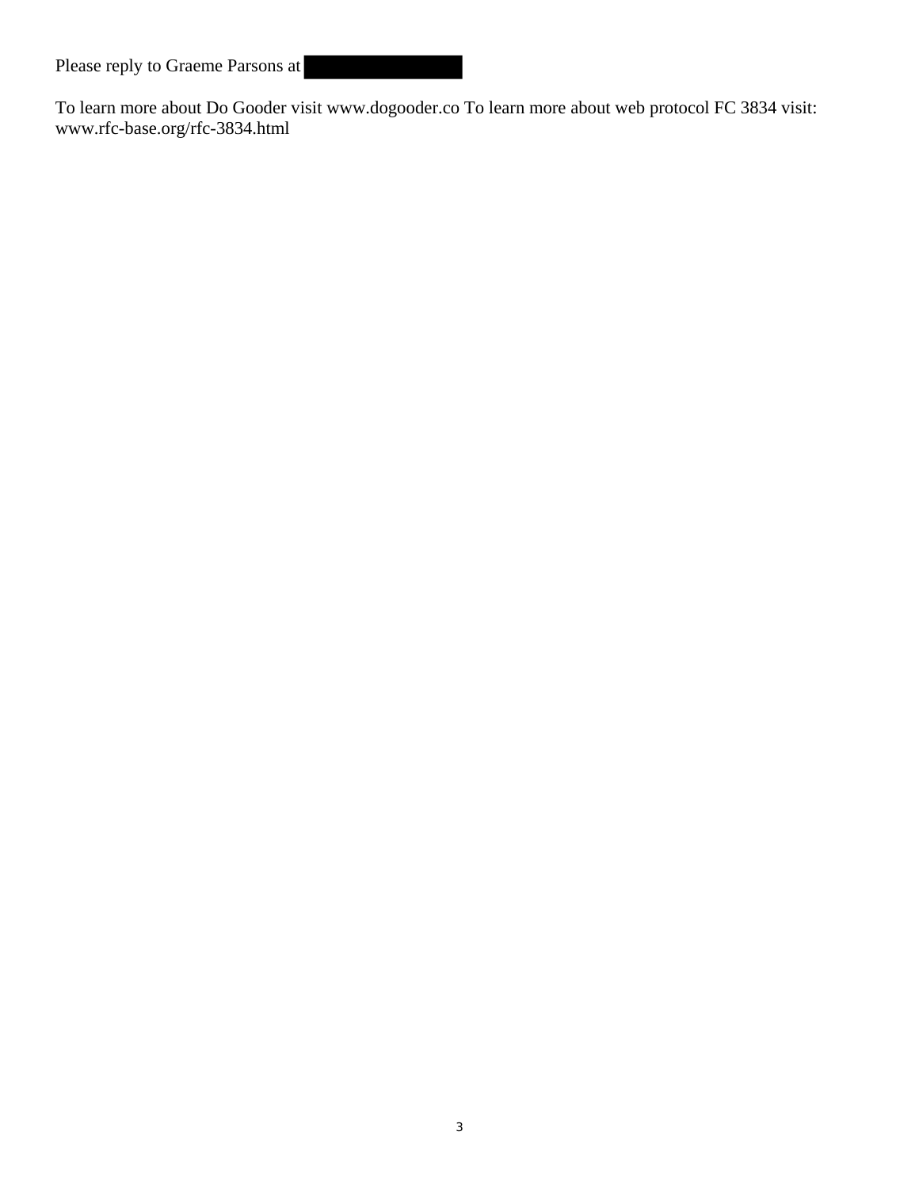Please reply to Graeme Parsons at

To learn more about Do Gooder visit www.dogooder.co To learn more about web protocol FC 3834 visit: www.rfc-base.org/rfc-3834.html